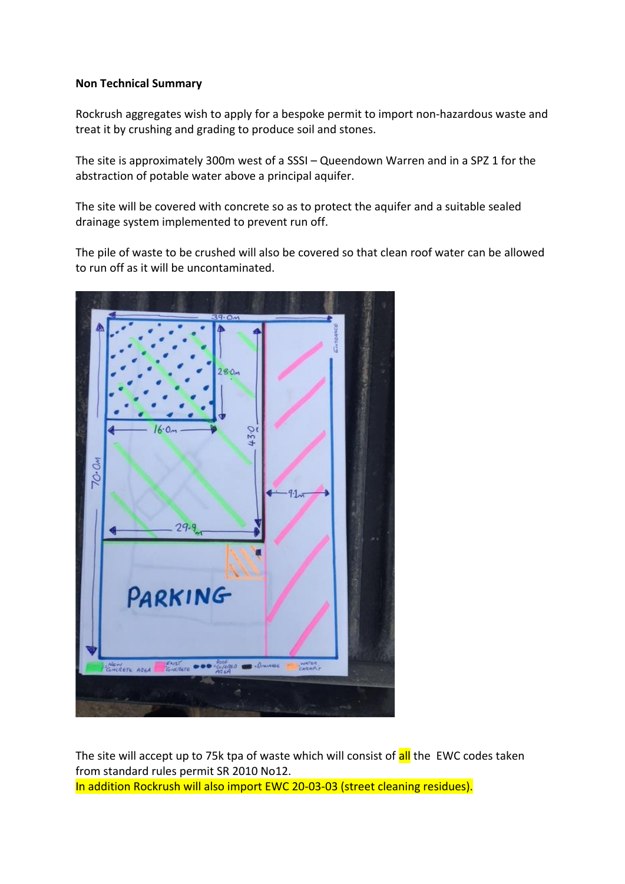**Non Technical Summary**

Rockrush aggregates wish to apply for a bespoke permit to import non-hazardous waste and treat it by crushing and grading to produce soil and stones.

The site is approximately 300m west of a SSSI – Queendown Warren and in a SPZ 1 for the abstraction of potable water above a principal aquifer.

The site will be covered with concrete so as to protect the aquifer and a suitable sealed drainage system implemented to prevent run off.

The pile of waste to be crushed will also be covered so that clean roof water can be allowed to run off as it will be uncontaminated.

The site will accept up to 75k tpa of waste which will consist of all the EWC codes taken from standard rules permit SR 2010 No12.

In addition Rockrush will also import EWC 20-03-03 (street cleaning residues).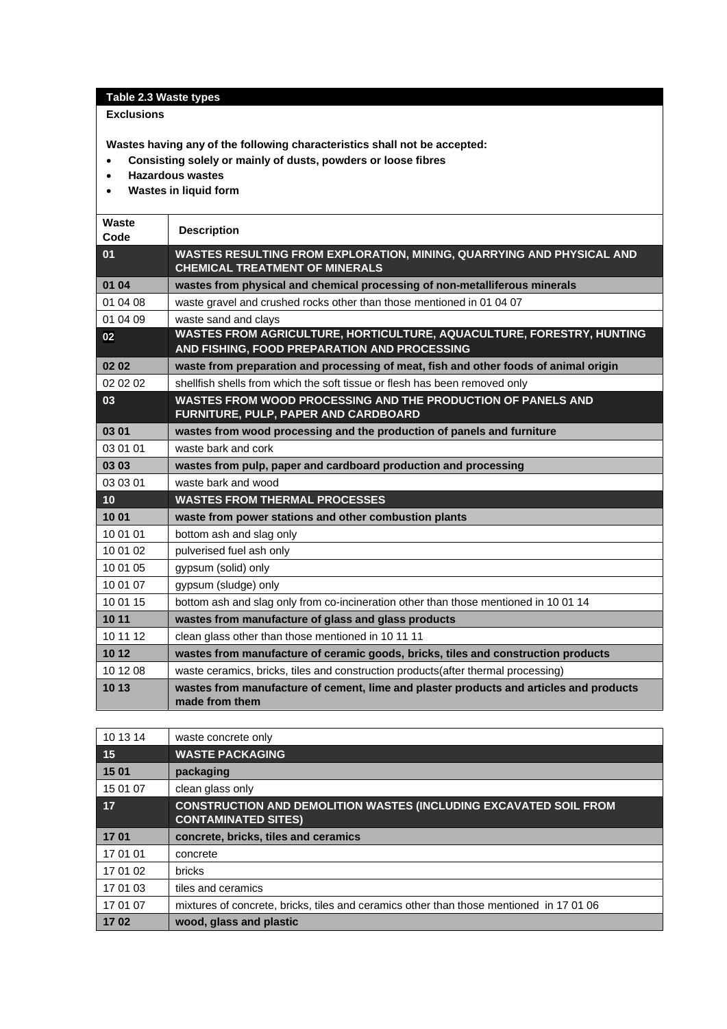**Table 2.3 Waste types**

**Exclusions**

**Wastes having any of the following characteristics shall not be accepted:**

- **Consisting solely or mainly of dusts, powders or loose fibres**
- **Hazardous wastes**
- **Wastes in liquid form**

| Waste Code | Description |
|---|---|
| **01** | **WASTES RESULTING FROM EXPLORATION, MINING, QUARRYING AND PHYSICAL AND CHEMICAL TREATMENT OF MINERALS** |
| **01 04** | **wastes from physical and chemical processing of non-metalliferous minerals** |
| 01 04 08 | waste gravel and crushed rocks other than those mentioned in 01 04 07 |
| 01 04 09 | waste sand and clays |
| **02** | **WASTES FROM AGRICULTURE, HORTICULTURE, AQUACULTURE, FORESTRY, HUNTING AND FISHING, FOOD PREPARATION AND PROCESSING** |
| **02 02** | **waste from preparation and processing of meat, fish and other foods of animal origin** |
| 02 02 02 | shellfish shells from which the soft tissue or flesh has been removed only |
| **03** | **WASTES FROM WOOD PROCESSING AND THE PRODUCTION OF PANELS AND FURNITURE, PULP, PAPER AND CARDBOARD** |
| **03 01** | **wastes from wood processing and the production of panels and furniture** |
| 03 01 01 | waste bark and cork |
| **03 03** | **wastes from pulp, paper and cardboard production and processing** |
| 03 03 01 | waste bark and wood |
| **10** | **WASTES FROM THERMAL PROCESSES** |
| **10 01** | **waste from power stations and other combustion plants** |
| 10 01 01 | bottom ash and slag only |
| 10 01 02 | pulverised fuel ash only |
| 10 01 05 | gypsum (solid) only |
| 10 01 07 | gypsum (sludge) only |
| 10 01 15 | bottom ash and slag only from co-incineration other than those mentioned in 10 01 14 |
| **10 11** | **wastes from manufacture of glass and glass products** |
| 10 11 12 | clean glass other than those mentioned in 10 11 11 |
| **10 12** | **wastes from manufacture of ceramic goods, bricks, tiles and construction products** |
| 10 12 08 | waste ceramics, bricks, tiles and construction products(after thermal processing) |
| **10 13** | **wastes from manufacture of cement, lime and plaster products and articles and products made from them** |
| 10 13 14 | waste concrete only |
| **15** | **WASTE PACKAGING** |
| **15 01** | **packaging** |
| 15 01 07 | clean glass only |
| **17** | **CONSTRUCTION AND DEMOLITION WASTES (INCLUDING EXCAVATED SOIL FROM CONTAMINATED SITES)** |
| **17 01** | **concrete, bricks, tiles and ceramics** |
| 17 01 01 | concrete |
| 17 01 02 | bricks |
| 17 01 03 | tiles and ceramics |
| 17 01 07 | mixtures of concrete, bricks, tiles and ceramics other than those mentioned in 17 01 06 |
| **17 02** | **wood, glass and plastic** |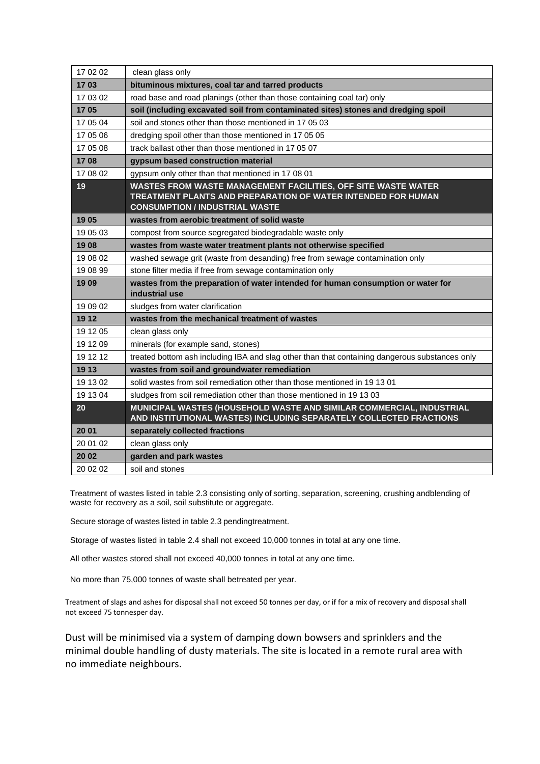| 17 02 02 | clean glass only |
|---|---|
| **17 03** | **bituminous mixtures, coal tar and tarred products** |
| 17 03 02 | road base and road planings (other than those containing coal tar) only |
| **17 05** | **soil (including excavated soil from contaminated sites) stones and dredging spoil** |
| 17 05 04 | soil and stones other than those mentioned in 17 05 03 |
| 17 05 06 | dredging spoil other than those mentioned in 17 05 05 |
| 17 05 08 | track ballast other than those mentioned in 17 05 07 |
| **17 08** | **gypsum based construction material** |
| 17 08 02 | gypsum only other than that mentioned in 17 08 01 |
| **19** | **WASTES FROM WASTE MANAGEMENT FACILITIES, OFF SITE WASTE WATER TREATMENT PLANTS AND PREPARATION OF WATER INTENDED FOR HUMAN CONSUMPTION / INDUSTRIAL WASTE** |
| **19 05** | **wastes from aerobic treatment of solid waste** |
| 19 05 03 | compost from source segregated biodegradable waste only |
| **19 08** | **wastes from waste water treatment plants not otherwise specified** |
| 19 08 02 | washed sewage grit (waste from desanding) free from sewage contamination only |
| 19 08 99 | stone filter media if free from sewage contamination only |
| **19 09** | **wastes from the preparation of water intended for human consumption or water for industrial use** |
| 19 09 02 | sludges from water clarification |
| **19 12** | **wastes from the mechanical treatment of wastes** |
| 19 12 05 | clean glass only |
| 19 12 09 | minerals (for example sand, stones) |
| 19 12 12 | treated bottom ash including IBA and slag other than that containing dangerous substances only |
| **19 13** | **wastes from soil and groundwater remediation** |
| 19 13 02 | solid wastes from soil remediation other than those mentioned in 19 13 01 |
| 19 13 04 | sludges from soil remediation other than those mentioned in 19 13 03 |
| **20** | **MUNICIPAL WASTES (HOUSEHOLD WASTE AND SIMILAR COMMERCIAL, INDUSTRIAL AND INSTITUTIONAL WASTES) INCLUDING SEPARATELY COLLECTED FRACTIONS** |
| **20 01** | **separately collected fractions** |
| 20 01 02 | clean glass only |
| **20 02** | **garden and park wastes** |
| 20 02 02 | soil and stones |

Treatment of wastes listed in table 2.3 consisting only of sorting, separation, screening, crushing andblending of waste for recovery as a soil, soil substitute or aggregate.

Secure storage of wastes listed in table 2.3 pendingtreatment.

Storage of wastes listed in table 2.4 shall not exceed 10,000 tonnes in total at any one time.

All other wastes stored shall not exceed 40,000 tonnes in total at any one time.

No more than 75,000 tonnes of waste shall betreated per year.

Treatment of slags and ashes for disposal shall not exceed 50 tonnes per day, or if for a mix of recovery and disposal shall not exceed 75 tonnesper day.

Dust will be minimised via a system of damping down bowsers and sprinklers and the minimal double handling of dusty materials. The site is located in a remote rural area with no immediate neighbours.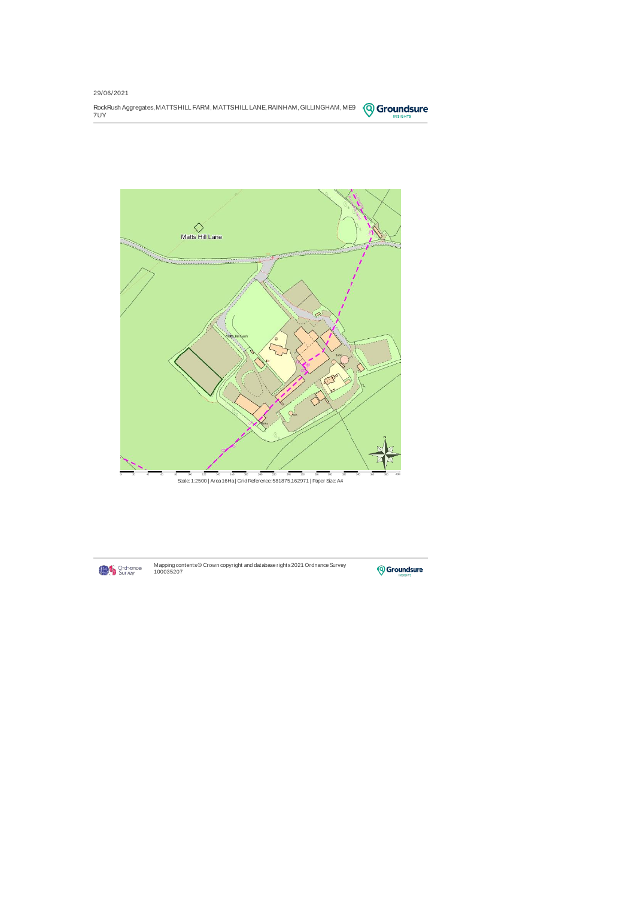29/06/2021

RockRush Aggregates, MATTSHILL FARM, MATTSHILL LANE, RAINHAM, GILLINGHAM, ME9 7UY

Matts Hill Lane

Matts Hill Farm

Tank

Scale: 1:2500 | Area 16Ha | Grid Reference: 581875,162971 | Paper Size: A4

Mapping contents © Crown copyright and database rights 2021 Ordnance Survey 100035207